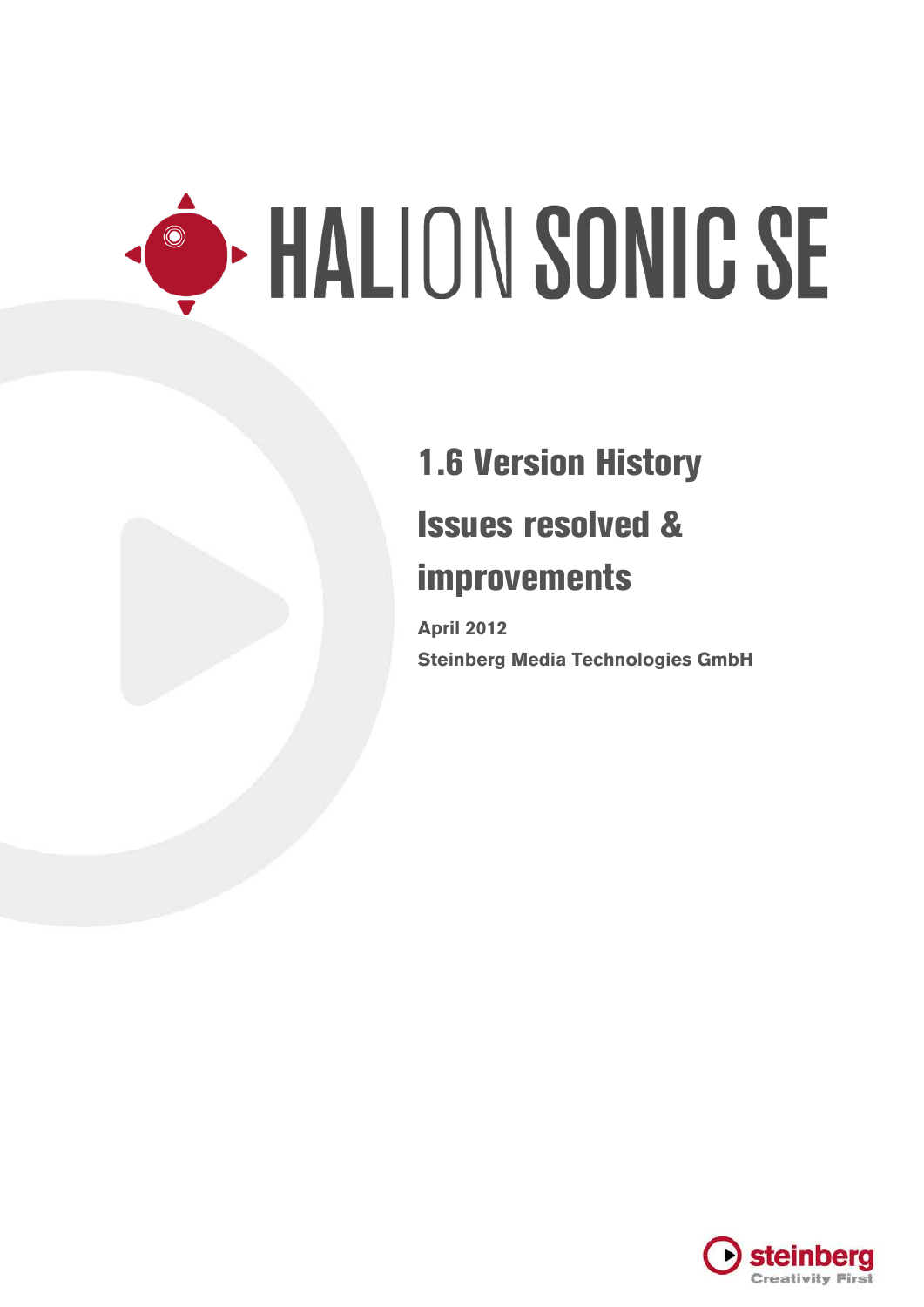# HALION SONIC SE

## 1.6 Version History

## Issues resolved & improvements

**April 2012**

**Steinberg Media Technologies GmbH**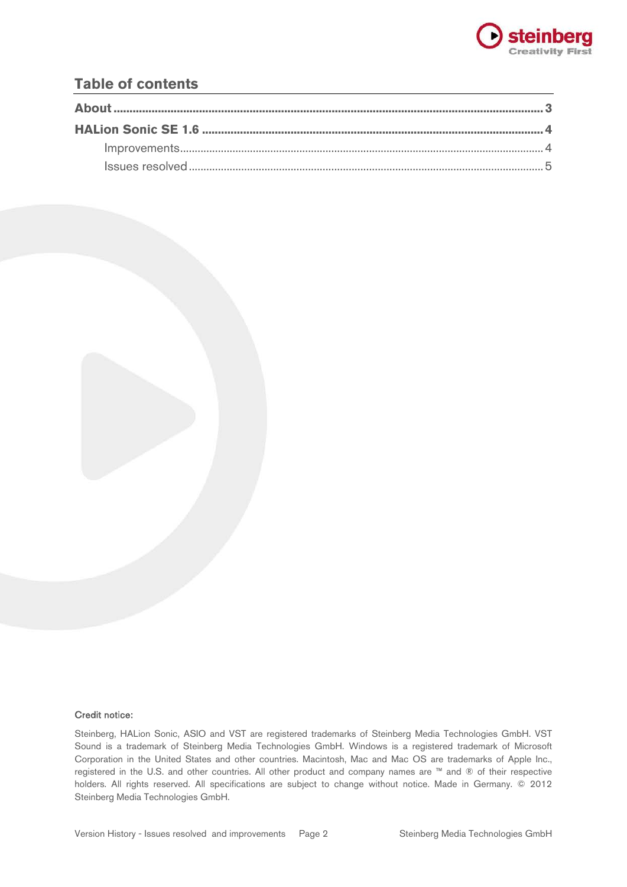## Table of contents

**About** ............................................................................................................................................ **3**

**HALion Sonic SE 1.6** ........................................................................................................................ **4**

- Improvements........................................................................................................................... 4
- Issues resolved......................................................................................................................... 5

Credit notice:

Steinberg, HALion Sonic, ASIO and VST are registered trademarks of Steinberg Media Technologies GmbH. VST Sound is a trademark of Steinberg Media Technologies GmbH. Windows is a registered trademark of Microsoft Corporation in the United States and other countries. Macintosh, Mac and Mac OS are trademarks of Apple Inc., registered in the U.S. and other countries. All other product and company names are ™ and ® of their respective holders. All rights reserved. All specifications are subject to change without notice. Made in Germany. © 2012 Steinberg Media Technologies GmbH.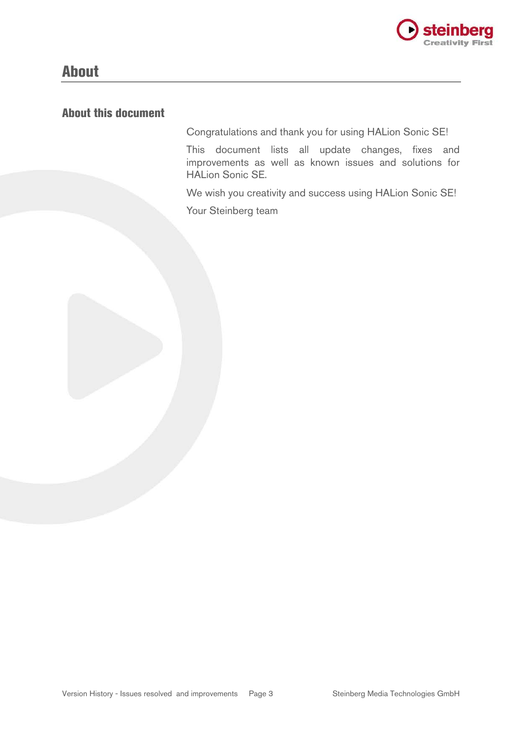# About

## About this document

Congratulations and thank you for using HALion Sonic SE!

This document lists all update changes, fixes and improvements as well as known issues and solutions for HALion Sonic SE.

We wish you creativity and success using HALion Sonic SE!

Your Steinberg team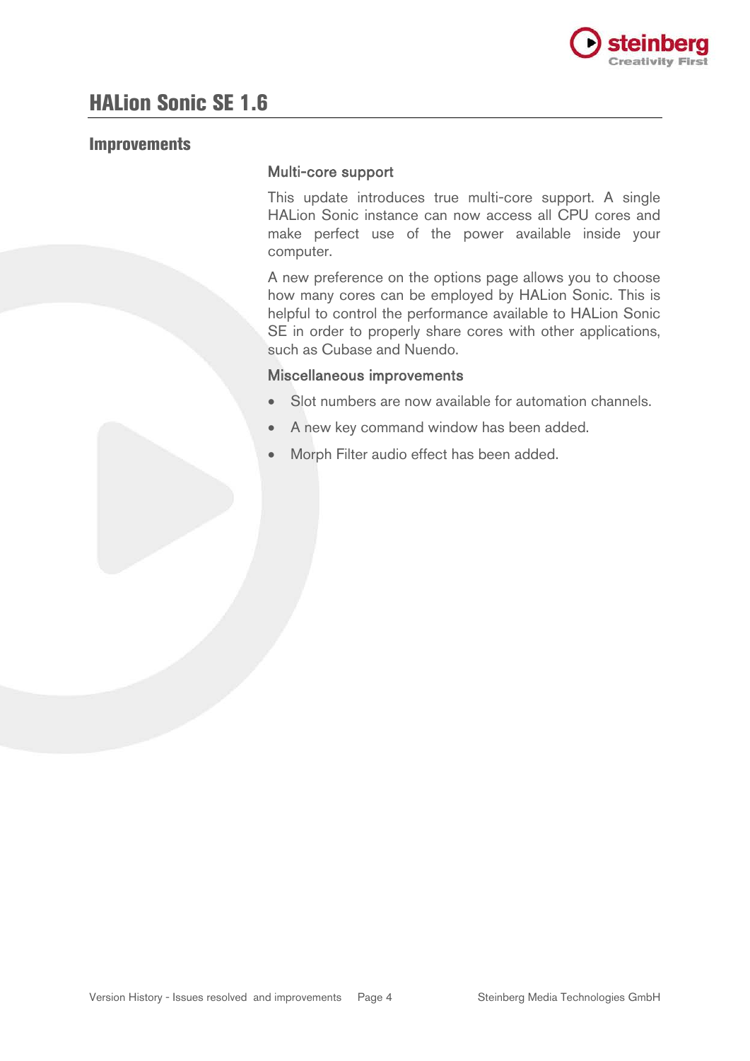# HALion Sonic SE 1.6

## Improvements

### Multi-core support

This update introduces true multi-core support. A single HALion Sonic instance can now access all CPU cores and make perfect use of the power available inside your computer.

A new preference on the options page allows you to choose how many cores can be employed by HALion Sonic. This is helpful to control the performance available to HALion Sonic SE in order to properly share cores with other applications, such as Cubase and Nuendo.

### Miscellaneous improvements

- Slot numbers are now available for automation channels.
- A new key command window has been added.
- Morph Filter audio effect has been added.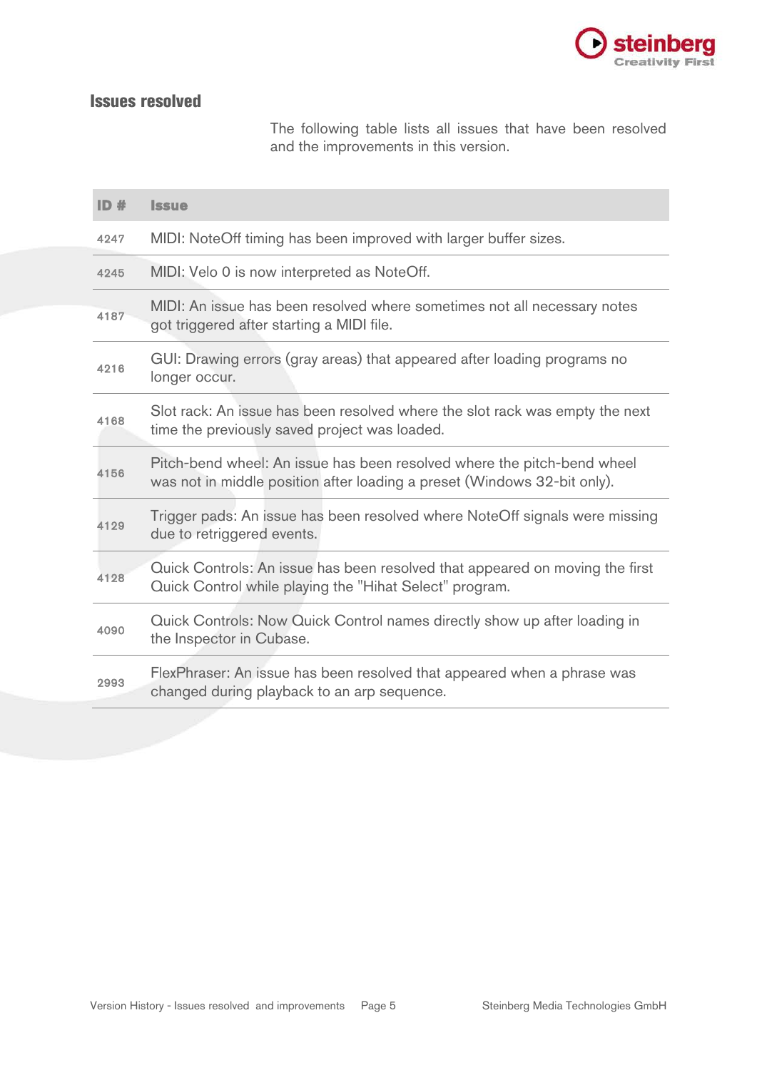## Issues resolved

The following table lists all issues that have been resolved and the improvements in this version.

| ID # | Issue |
|---|---|
| 4247 | MIDI: NoteOff timing has been improved with larger buffer sizes. |
| 4245 | MIDI: Velo 0 is now interpreted as NoteOff. |
| 4187 | MIDI: An issue has been resolved where sometimes not all necessary notes got triggered after starting a MIDI file. |
| 4216 | GUI: Drawing errors (gray areas) that appeared after loading programs no longer occur. |
| 4168 | Slot rack: An issue has been resolved where the slot rack was empty the next time the previously saved project was loaded. |
| 4156 | Pitch-bend wheel: An issue has been resolved where the pitch-bend wheel was not in middle position after loading a preset (Windows 32-bit only). |
| 4129 | Trigger pads: An issue has been resolved where NoteOff signals were missing due to retriggered events. |
| 4128 | Quick Controls: An issue has been resolved that appeared on moving the first Quick Control while playing the "Hihat Select" program. |
| 4090 | Quick Controls: Now Quick Control names directly show up after loading in the Inspector in Cubase. |
| 2993 | FlexPhraser: An issue has been resolved that appeared when a phrase was changed during playback to an arp sequence. |